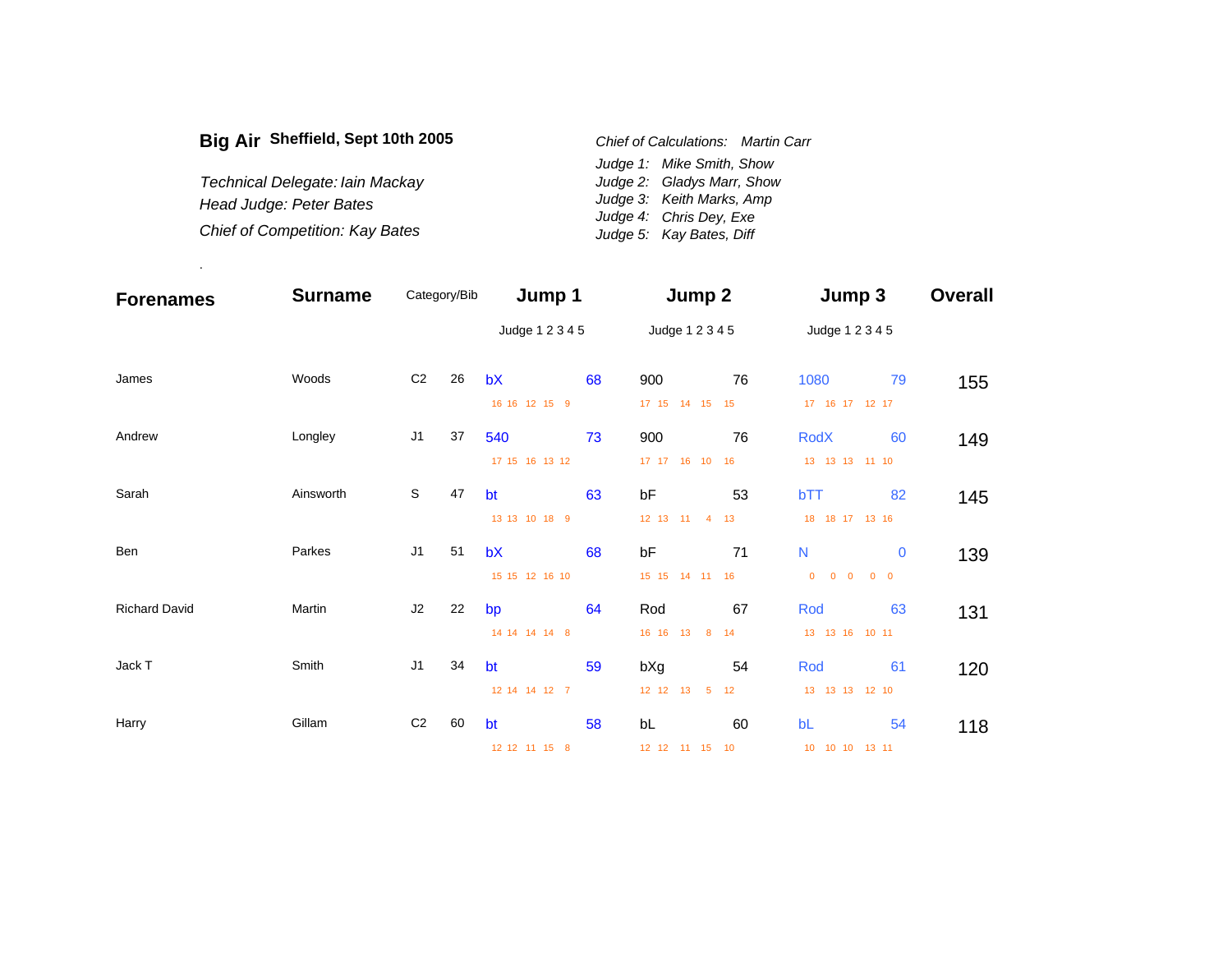**Big Air** **Sheffield, Sept 10th 2005**

*Technical Delegate: Iain Mackay*
*Head Judge: Peter Bates*
*Chief of Competition: Kay Bates*

*Chief of Calculations: Martin Carr*
*Judge 1: Mike Smith, Show*
*Judge 2: Gladys Marr, Show*
*Judge 3: Keith Marks, Amp*
*Judge 4: Chris Dey, Exe*
*Judge 5: Kay Bates, Diff*

.

| Forenames | Surname | Category/Bib | | Jump 1 | | Jump 2 | | Jump 3 | | Overall |
|---|---|---|---|---|---|---|---|---|---|---|
| | | | | Judge 1 2 3 4 5 | | Judge 1 2 3 4 5 | | Judge 1 2 3 4 5 | | |
| James | Woods | C2 | 26 | bX | 68 | 900 | 76 | 1080 | 79 | 155 |
| | | | | 16 16 12 15 9 | | 17 15 14 15 15 | | 17 16 17 12 17 | | |
| Andrew | Longley | J1 | 37 | 540 | 73 | 900 | 76 | RodX | 60 | 149 |
| | | | | 17 15 16 13 12 | | 17 17 16 10 16 | | 13 13 13 11 10 | | |
| Sarah | Ainsworth | S | 47 | bt | 63 | bF | 53 | bTT | 82 | 145 |
| | | | | 13 13 10 18 9 | | 12 13 11 4 13 | | 18 18 17 13 16 | | |
| Ben | Parkes | J1 | 51 | bX | 68 | bF | 71 | N | 0 | 139 |
| | | | | 15 15 12 16 10 | | 15 15 14 11 16 | | 0 0 0 0 0 | | |
| Richard David | Martin | J2 | 22 | bp | 64 | Rod | 67 | Rod | 63 | 131 |
| | | | | 14 14 14 14 8 | | 16 16 13 8 14 | | 13 13 16 10 11 | | |
| Jack T | Smith | J1 | 34 | bt | 59 | bXg | 54 | Rod | 61 | 120 |
| | | | | 12 14 14 12 7 | | 12 12 13 5 12 | | 13 13 13 12 10 | | |
| Harry | Gillam | C2 | 60 | bt | 58 | bL | 60 | bL | 54 | 118 |
| | | | | 12 12 11 15 8 | | 12 12 11 15 10 | | 10 10 10 13 11 | | |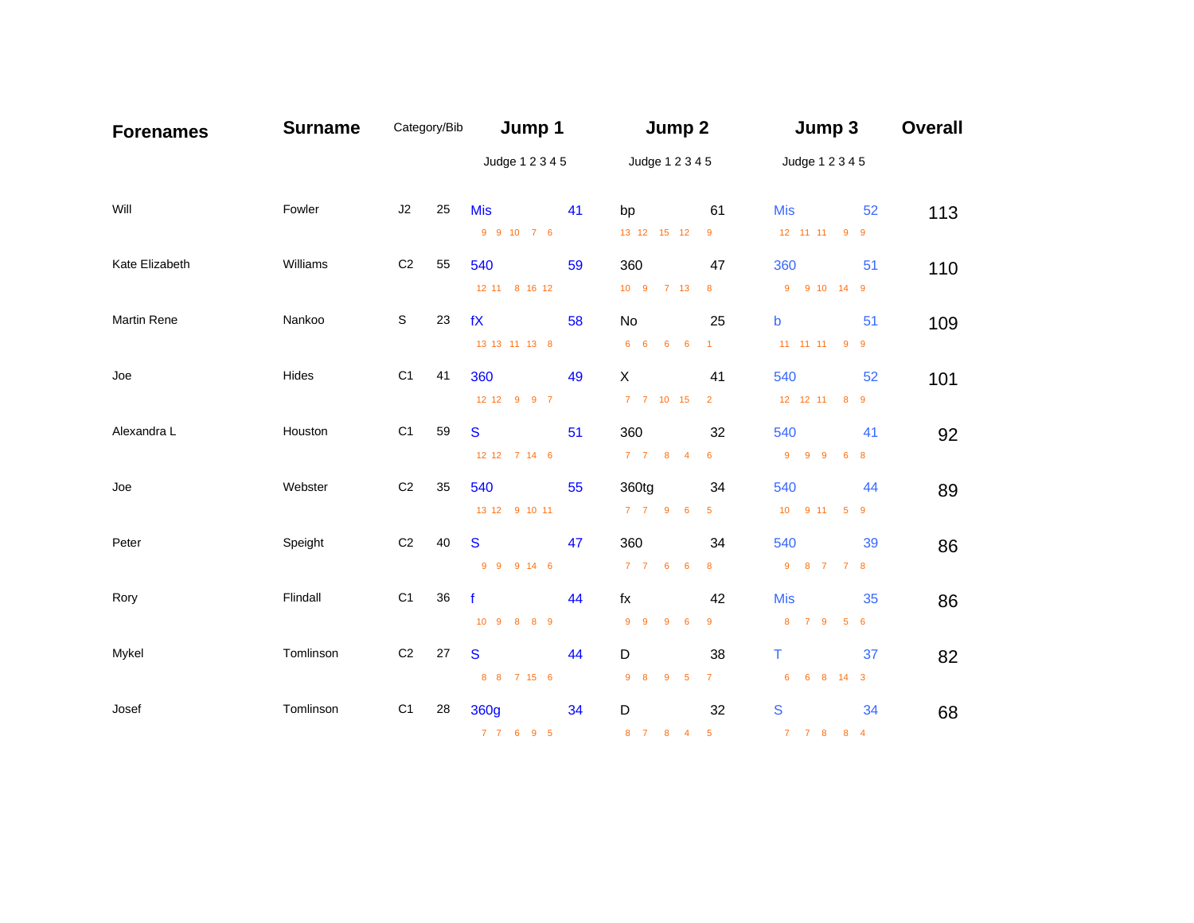| Forenames | Surname | Category/Bib | | Jump 1 | | Jump 2 | | Jump 3 | | Overall |
|---|---|---|---|---|---|---|---|---|---|---|
| | | | | Judge 1 2 3 4 5 | | Judge 1 2 3 4 5 | | Judge 1 2 3 4 5 | | |
| Will | Fowler | J2 | 25 | Mis | 41 | bp | 61 | Mis | 52 | 113 |
| | | | | 9 9 10 7 6 | | 13 12 15 12 9 | | 12 11 11 9 9 | | |
| Kate Elizabeth | Williams | C2 | 55 | 540 | 59 | 360 | 47 | 360 | 51 | 110 |
| | | | | 12 11 8 16 12 | | 10 9 7 13 8 | | 9 9 10 14 9 | | |
| Martin Rene | Nankoo | S | 23 | fX | 58 | No | 25 | b | 51 | 109 |
| | | | | 13 13 11 13 8 | | 6 6 6 6 1 | | 11 11 11 9 9 | | |
| Joe | Hides | C1 | 41 | 360 | 49 | X | 41 | 540 | 52 | 101 |
| | | | | 12 12 9 9 7 | | 7 7 10 15 2 | | 12 12 11 8 9 | | |
| Alexandra L | Houston | C1 | 59 | S | 51 | 360 | 32 | 540 | 41 | 92 |
| | | | | 12 12 7 14 6 | | 7 7 8 4 6 | | 9 9 9 6 8 | | |
| Joe | Webster | C2 | 35 | 540 | 55 | 360tg | 34 | 540 | 44 | 89 |
| | | | | 13 12 9 10 11 | | 7 7 9 6 5 | | 10 9 11 5 9 | | |
| Peter | Speight | C2 | 40 | S | 47 | 360 | 34 | 540 | 39 | 86 |
| | | | | 9 9 9 14 6 | | 7 7 6 6 8 | | 9 8 7 7 8 | | |
| Rory | Flindall | C1 | 36 | f | 44 | fx | 42 | Mis | 35 | 86 |
| | | | | 10 9 8 8 9 | | 9 9 9 6 9 | | 8 7 9 5 6 | | |
| Mykel | Tomlinson | C2 | 27 | S | 44 | D | 38 | T | 37 | 82 |
| | | | | 8 8 7 15 6 | | 9 8 9 5 7 | | 6 6 8 14 3 | | |
| Josef | Tomlinson | C1 | 28 | 360g | 34 | D | 32 | S | 34 | 68 |
| | | | | 7 7 6 9 5 | | 8 7 8 4 5 | | 7 7 8 8 4 | | |